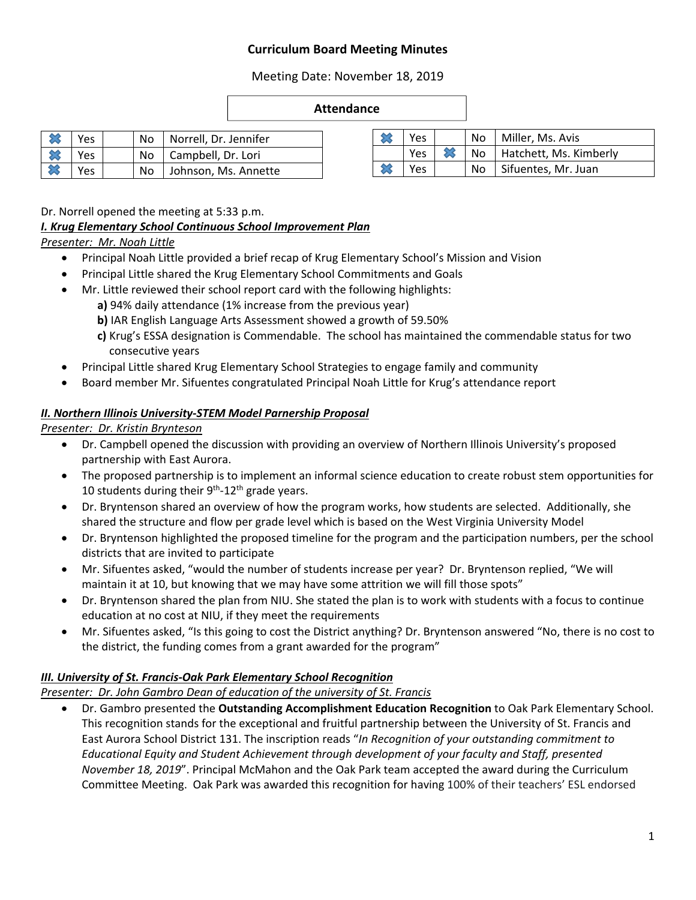**Curriculum Board Meeting Minutes**

Meeting Date: November 18, 2019

**Attendance**

| | Yes | | No | Name |
|---|---|---|---|---|
| ✖ | Yes | | No | Norrell, Dr. Jennifer |
| ✖ | Yes | | No | Campbell, Dr. Lori |
| ✖ | Yes | | No | Johnson, Ms. Annette |
| ✖ | Yes | | No | Miller, Ms. Avis |
| | Yes | ✖ | No | Hatchett, Ms. Kimberly |
| ✖ | Yes | | No | Sifuentes, Mr. Juan |

Dr. Norrell opened the meeting at 5:33 p.m.

***I. Krug Elementary School Continuous School Improvement Plan***

*Presenter: Mr. Noah Little*

- Principal Noah Little provided a brief recap of Krug Elementary School's Mission and Vision
- Principal Little shared the Krug Elementary School Commitments and Goals
- Mr. Little reviewed their school report card with the following highlights:
  - **a)** 94% daily attendance (1% increase from the previous year)
  - **b)** IAR English Language Arts Assessment showed a growth of 59.50%
  - **c)** Krug's ESSA designation is Commendable. The school has maintained the commendable status for two consecutive years
- Principal Little shared Krug Elementary School Strategies to engage family and community
- Board member Mr. Sifuentes congratulated Principal Noah Little for Krug's attendance report

***II. Northern Illinois University-STEM Model Parnership Proposal***

*Presenter: Dr. Kristin Brynteson*

- Dr. Campbell opened the discussion with providing an overview of Northern Illinois University's proposed partnership with East Aurora.
- The proposed partnership is to implement an informal science education to create robust stem opportunities for 10 students during their 9th-12th grade years.
- Dr. Bryntenson shared an overview of how the program works, how students are selected. Additionally, she shared the structure and flow per grade level which is based on the West Virginia University Model
- Dr. Bryntenson highlighted the proposed timeline for the program and the participation numbers, per the school districts that are invited to participate
- Mr. Sifuentes asked, "would the number of students increase per year? Dr. Bryntenson replied, "We will maintain it at 10, but knowing that we may have some attrition we will fill those spots"
- Dr. Bryntenson shared the plan from NIU. She stated the plan is to work with students with a focus to continue education at no cost at NIU, if they meet the requirements
- Mr. Sifuentes asked, "Is this going to cost the District anything? Dr. Bryntenson answered "No, there is no cost to the district, the funding comes from a grant awarded for the program"

***III. University of St. Francis-Oak Park Elementary School Recognition***

*Presenter: Dr. John Gambro Dean of education of the university of St. Francis*

- Dr. Gambro presented the **Outstanding Accomplishment Education Recognition** to Oak Park Elementary School. This recognition stands for the exceptional and fruitful partnership between the University of St. Francis and East Aurora School District 131. The inscription reads "*In Recognition of your outstanding commitment to Educational Equity and Student Achievement through development of your faculty and Staff, presented November 18, 2019*". Principal McMahon and the Oak Park team accepted the award during the Curriculum Committee Meeting. Oak Park was awarded this recognition for having 100% of their teachers' ESL endorsed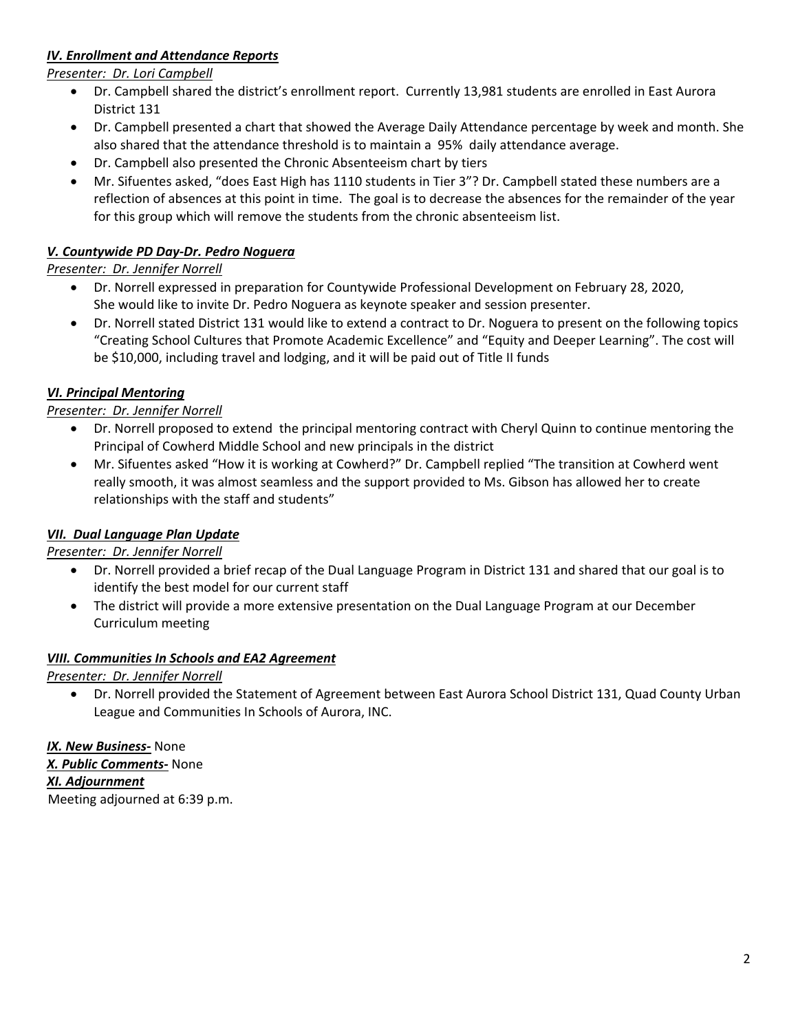***IV. Enrollment and Attendance Reports***

*Presenter: Dr. Lori Campbell*

- Dr. Campbell shared the district's enrollment report. Currently 13,981 students are enrolled in East Aurora District 131
- Dr. Campbell presented a chart that showed the Average Daily Attendance percentage by week and month. She also shared that the attendance threshold is to maintain a 95% daily attendance average.
- Dr. Campbell also presented the Chronic Absenteeism chart by tiers
- Mr. Sifuentes asked, "does East High has 1110 students in Tier 3"? Dr. Campbell stated these numbers are a reflection of absences at this point in time. The goal is to decrease the absences for the remainder of the year for this group which will remove the students from the chronic absenteeism list.

***V. Countywide PD Day-Dr. Pedro Noguera***

*Presenter: Dr. Jennifer Norrell*

- Dr. Norrell expressed in preparation for Countywide Professional Development on February 28, 2020, She would like to invite Dr. Pedro Noguera as keynote speaker and session presenter.
- Dr. Norrell stated District 131 would like to extend a contract to Dr. Noguera to present on the following topics "Creating School Cultures that Promote Academic Excellence" and "Equity and Deeper Learning". The cost will be $10,000, including travel and lodging, and it will be paid out of Title II funds

***VI. Principal Mentoring***

*Presenter: Dr. Jennifer Norrell*

- Dr. Norrell proposed to extend the principal mentoring contract with Cheryl Quinn to continue mentoring the Principal of Cowherd Middle School and new principals in the district
- Mr. Sifuentes asked "How it is working at Cowherd?" Dr. Campbell replied "The transition at Cowherd went really smooth, it was almost seamless and the support provided to Ms. Gibson has allowed her to create relationships with the staff and students"

***VII. Dual Language Plan Update***

*Presenter: Dr. Jennifer Norrell*

- Dr. Norrell provided a brief recap of the Dual Language Program in District 131 and shared that our goal is to identify the best model for our current staff
- The district will provide a more extensive presentation on the Dual Language Program at our December Curriculum meeting

***VIII. Communities In Schools and EA2 Agreement***

*Presenter: Dr. Jennifer Norrell*

- Dr. Norrell provided the Statement of Agreement between East Aurora School District 131, Quad County Urban League and Communities In Schools of Aurora, INC.

***IX. New Business-*** None

***X. Public Comments-*** None

***XI. Adjournment***

Meeting adjourned at 6:39 p.m.